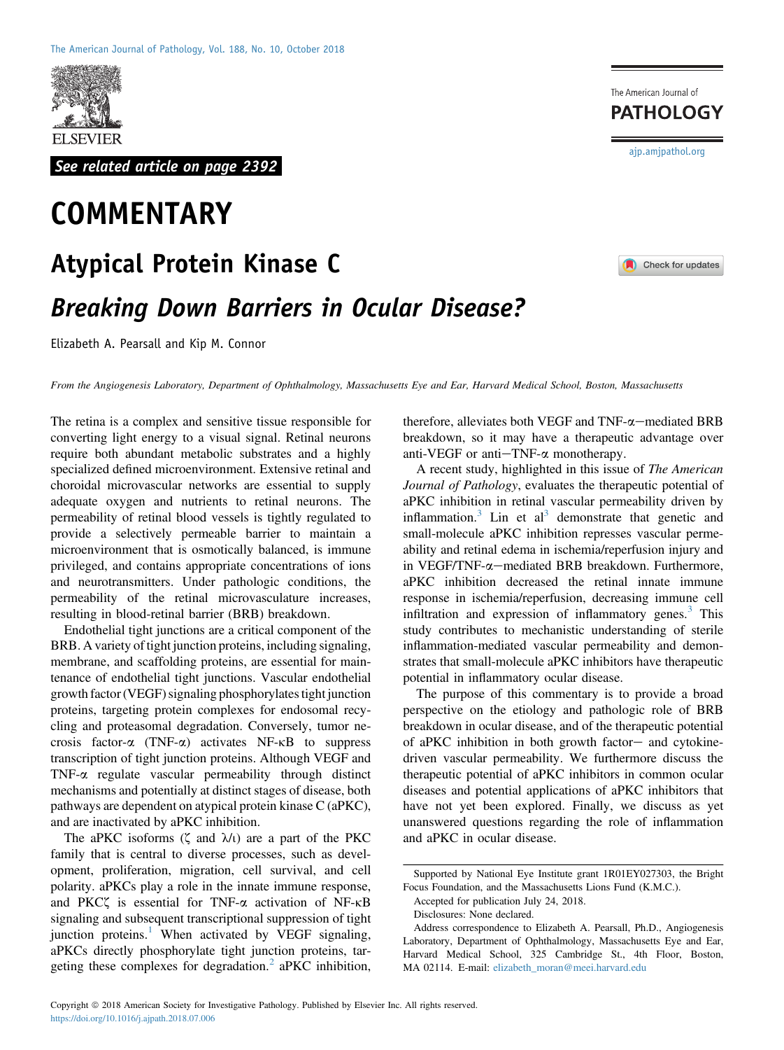See related article on page 2392

# COMMENTARY

# Atypical Protein Kinase C

## *Breaking Down Barriers in Ocular Disease?*

Elizabeth A. Pearsall and Kip M. Connor

*From the Angiogenesis Laboratory, Department of Ophthalmology, Massachusetts Eye and Ear, Harvard Medical School, Boston, Massachusetts*

The retina is a complex and sensitive tissue responsible for converting light energy to a visual signal. Retinal neurons require both abundant metabolic substrates and a highly specialized defined microenvironment. Extensive retinal and choroidal microvascular networks are essential to supply adequate oxygen and nutrients to retinal neurons. The permeability of retinal blood vessels is tightly regulated to provide a selectively permeable barrier to maintain a microenvironment that is osmotically balanced, is immune privileged, and contains appropriate concentrations of ions and neurotransmitters. Under pathologic conditions, the permeability of the retinal microvasculature increases, resulting in blood-retinal barrier (BRB) breakdown.

Endothelial tight junctions are a critical component of the BRB. A variety of tight junction proteins, including signaling, membrane, and scaffolding proteins, are essential for maintenance of endothelial tight junctions. Vascular endothelial growth factor (VEGF) signaling phosphorylates tight junction proteins, targeting protein complexes for endosomal recycling and proteasomal degradation. Conversely, tumor necrosis factor-α (TNF-α) activates NF-κB to suppress transcription of tight junction proteins. Although VEGF and TNF-α regulate vascular permeability through distinct mechanisms and potentially at distinct stages of disease, both pathways are dependent on atypical protein kinase C (aPKC), and are inactivated by aPKC inhibition.

The aPKC isoforms (ζ and λ/ι) are a part of the PKC family that is central to diverse processes, such as development, proliferation, migration, cell survival, and cell polarity. aPKCs play a role in the innate immune response, and PKCζ is essential for TNF-α activation of NF-κB signaling and subsequent transcriptional suppression of tight junction proteins.[1] When activated by VEGF signaling, aPKCs directly phosphorylate tight junction proteins, targeting these complexes for degradation.[2] aPKC inhibition, therefore, alleviates both VEGF and TNF-α–mediated BRB breakdown, so it may have a therapeutic advantage over anti-VEGF or anti–TNF-α monotherapy.

A recent study, highlighted in this issue of *The American Journal of Pathology*, evaluates the therapeutic potential of aPKC inhibition in retinal vascular permeability driven by inflammation.[3] Lin et al[3] demonstrate that genetic and small-molecule aPKC inhibition represses vascular permeability and retinal edema in ischemia/reperfusion injury and in VEGF/TNF-α–mediated BRB breakdown. Furthermore, aPKC inhibition decreased the retinal innate immune response in ischemia/reperfusion, decreasing immune cell infiltration and expression of inflammatory genes.[3] This study contributes to mechanistic understanding of sterile inflammation-mediated vascular permeability and demonstrates that small-molecule aPKC inhibitors have therapeutic potential in inflammatory ocular disease.

The purpose of this commentary is to provide a broad perspective on the etiology and pathologic role of BRB breakdown in ocular disease, and of the therapeutic potential of aPKC inhibition in both growth factor– and cytokine-driven vascular permeability. We furthermore discuss the therapeutic potential of aPKC inhibitors in common ocular diseases and potential applications of aPKC inhibitors that have not yet been explored. Finally, we discuss as yet unanswered questions regarding the role of inflammation and aPKC in ocular disease.

Supported by National Eye Institute grant 1R01EY027303, the Bright Focus Foundation, and the Massachusetts Lions Fund (K.M.C.).

Accepted for publication July 24, 2018.

Disclosures: None declared.

Address correspondence to Elizabeth A. Pearsall, Ph.D., Angiogenesis Laboratory, Department of Ophthalmology, Massachusetts Eye and Ear, Harvard Medical School, 325 Cambridge St., 4th Floor, Boston, MA 02114. E-mail: elizabeth_moran@meei.harvard.edu

Copyright © 2018 American Society for Investigative Pathology. Published by Elsevier Inc. All rights reserved.
https://doi.org/10.1016/j.ajpath.2018.07.006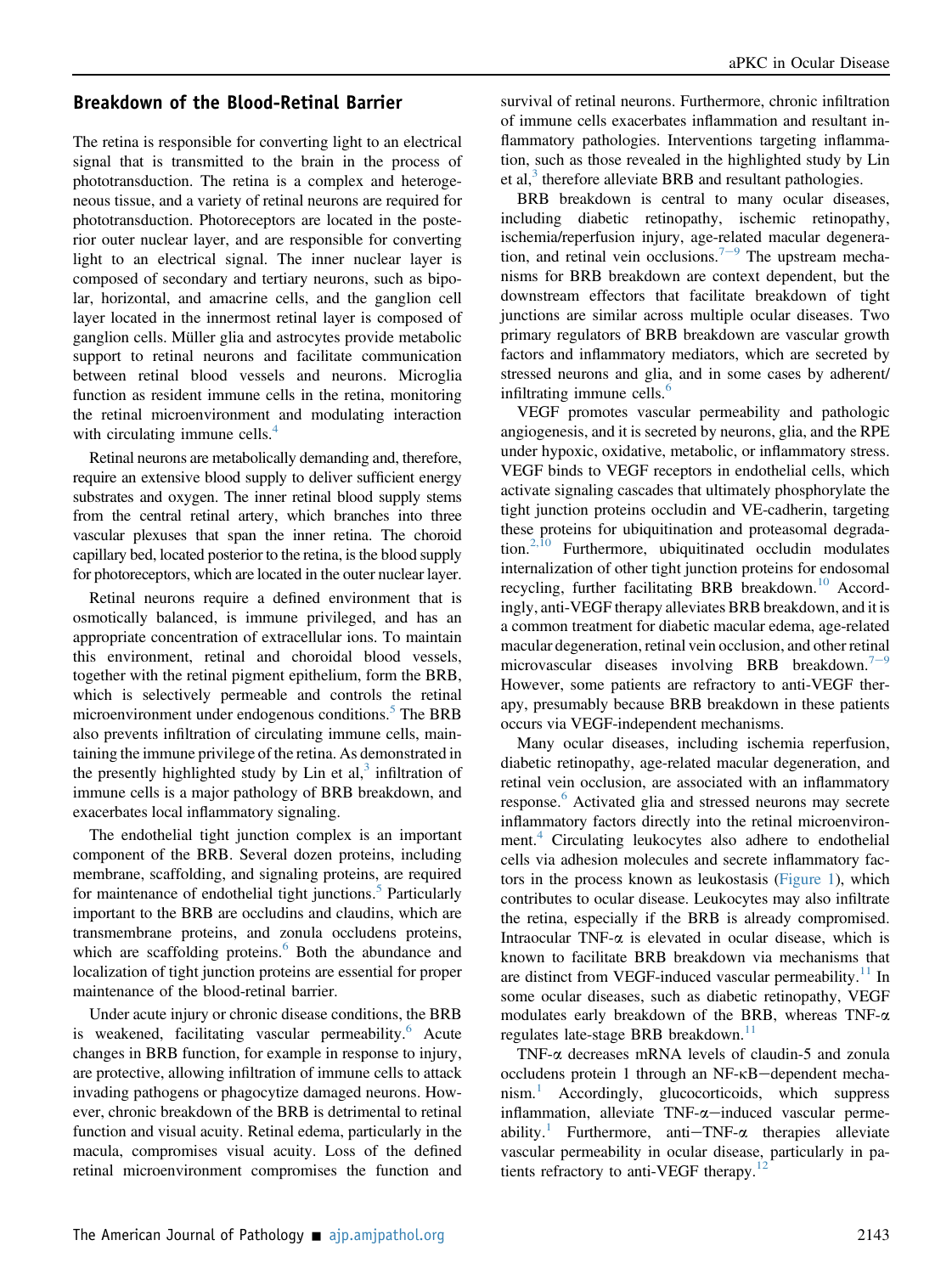## Breakdown of the Blood-Retinal Barrier

The retina is responsible for converting light to an electrical signal that is transmitted to the brain in the process of phototransduction. The retina is a complex and heterogeneous tissue, and a variety of retinal neurons are required for phototransduction. Photoreceptors are located in the posterior outer nuclear layer, and are responsible for converting light to an electrical signal. The inner nuclear layer is composed of secondary and tertiary neurons, such as bipolar, horizontal, and amacrine cells, and the ganglion cell layer located in the innermost retinal layer is composed of ganglion cells. Müller glia and astrocytes provide metabolic support to retinal neurons and facilitate communication between retinal blood vessels and neurons. Microglia function as resident immune cells in the retina, monitoring the retinal microenvironment and modulating interaction with circulating immune cells.[4]

Retinal neurons are metabolically demanding and, therefore, require an extensive blood supply to deliver sufficient energy substrates and oxygen. The inner retinal blood supply stems from the central retinal artery, which branches into three vascular plexuses that span the inner retina. The choroid capillary bed, located posterior to the retina, is the blood supply for photoreceptors, which are located in the outer nuclear layer.

Retinal neurons require a defined environment that is osmotically balanced, is immune privileged, and has an appropriate concentration of extracellular ions. To maintain this environment, retinal and choroidal blood vessels, together with the retinal pigment epithelium, form the BRB, which is selectively permeable and controls the retinal microenvironment under endogenous conditions.[5] The BRB also prevents infiltration of circulating immune cells, maintaining the immune privilege of the retina. As demonstrated in the presently highlighted study by Lin et al,[3] infiltration of immune cells is a major pathology of BRB breakdown, and exacerbates local inflammatory signaling.

The endothelial tight junction complex is an important component of the BRB. Several dozen proteins, including membrane, scaffolding, and signaling proteins, are required for maintenance of endothelial tight junctions.[5] Particularly important to the BRB are occludins and claudins, which are transmembrane proteins, and zonula occludens proteins, which are scaffolding proteins.[6] Both the abundance and localization of tight junction proteins are essential for proper maintenance of the blood-retinal barrier.

Under acute injury or chronic disease conditions, the BRB is weakened, facilitating vascular permeability.[6] Acute changes in BRB function, for example in response to injury, are protective, allowing infiltration of immune cells to attack invading pathogens or phagocytize damaged neurons. However, chronic breakdown of the BRB is detrimental to retinal function and visual acuity. Retinal edema, particularly in the macula, compromises visual acuity. Loss of the defined retinal microenvironment compromises the function and survival of retinal neurons. Furthermore, chronic infiltration of immune cells exacerbates inflammation and resultant inflammatory pathologies. Interventions targeting inflammation, such as those revealed in the highlighted study by Lin et al,[3] therefore alleviate BRB and resultant pathologies.

BRB breakdown is central to many ocular diseases, including diabetic retinopathy, ischemic retinopathy, ischemia/reperfusion injury, age-related macular degeneration, and retinal vein occlusions.[7–9] The upstream mechanisms for BRB breakdown are context dependent, but the downstream effectors that facilitate breakdown of tight junctions are similar across multiple ocular diseases. Two primary regulators of BRB breakdown are vascular growth factors and inflammatory mediators, which are secreted by stressed neurons and glia, and in some cases by adherent/infiltrating immune cells.[6]

VEGF promotes vascular permeability and pathologic angiogenesis, and it is secreted by neurons, glia, and the RPE under hypoxic, oxidative, metabolic, or inflammatory stress. VEGF binds to VEGF receptors in endothelial cells, which activate signaling cascades that ultimately phosphorylate the tight junction proteins occludin and VE-cadherin, targeting these proteins for ubiquitination and proteasomal degradation.[2,10] Furthermore, ubiquitinated occludin modulates internalization of other tight junction proteins for endosomal recycling, further facilitating BRB breakdown.[10] Accordingly, anti-VEGF therapy alleviates BRB breakdown, and it is a common treatment for diabetic macular edema, age-related macular degeneration, retinal vein occlusion, and other retinal microvascular diseases involving BRB breakdown.[7–9] However, some patients are refractory to anti-VEGF therapy, presumably because BRB breakdown in these patients occurs via VEGF-independent mechanisms.

Many ocular diseases, including ischemia reperfusion, diabetic retinopathy, age-related macular degeneration, and retinal vein occlusion, are associated with an inflammatory response.[6] Activated glia and stressed neurons may secrete inflammatory factors directly into the retinal microenvironment.[4] Circulating leukocytes also adhere to endothelial cells via adhesion molecules and secrete inflammatory factors in the process known as leukostasis (Figure 1), which contributes to ocular disease. Leukocytes may also infiltrate the retina, especially if the BRB is already compromised. Intraocular TNF-$\alpha$ is elevated in ocular disease, which is known to facilitate BRB breakdown via mechanisms that are distinct from VEGF-induced vascular permeability.[11] In some ocular diseases, such as diabetic retinopathy, VEGF modulates early breakdown of the BRB, whereas TNF-$\alpha$ regulates late-stage BRB breakdown.[11]

TNF-$\alpha$ decreases mRNA levels of claudin-5 and zonula occludens protein 1 through an NF-$\kappa$B–dependent mechanism.[1] Accordingly, glucocorticoids, which suppress inflammation, alleviate TNF-$\alpha$–induced vascular permeability.[1] Furthermore, anti–TNF-$\alpha$ therapies alleviate vascular permeability in ocular disease, particularly in patients refractory to anti-VEGF therapy.[12]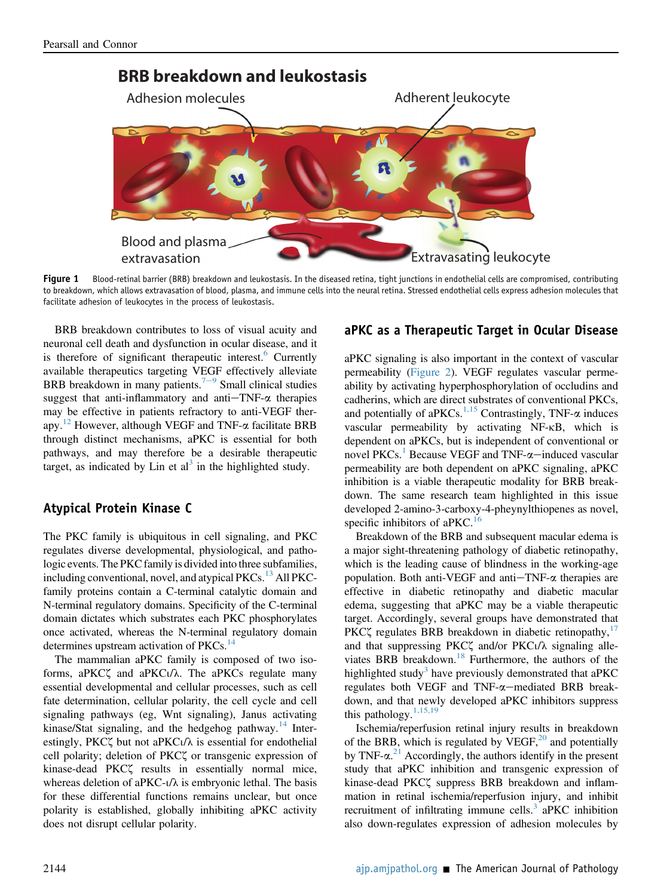**Figure 1** Blood-retinal barrier (BRB) breakdown and leukostasis. In the diseased retina, tight junctions in endothelial cells are compromised, contributing to breakdown, which allows extravasation of blood, plasma, and immune cells into the neural retina. Stressed endothelial cells express adhesion molecules that facilitate adhesion of leukocytes in the process of leukostasis.

BRB breakdown contributes to loss of visual acuity and neuronal cell death and dysfunction in ocular disease, and it is therefore of significant therapeutic interest.[6] Currently available therapeutics targeting VEGF effectively alleviate BRB breakdown in many patients.[7–9] Small clinical studies suggest that anti-inflammatory and anti–TNF-α therapies may be effective in patients refractory to anti-VEGF therapy.[12] However, although VEGF and TNF-α facilitate BRB through distinct mechanisms, aPKC is essential for both pathways, and may therefore be a desirable therapeutic target, as indicated by Lin et al[3] in the highlighted study.

## Atypical Protein Kinase C

The PKC family is ubiquitous in cell signaling, and PKC regulates diverse developmental, physiological, and pathologic events. The PKC family is divided into three subfamilies, including conventional, novel, and atypical PKCs.[13] All PKC-family proteins contain a C-terminal catalytic domain and N-terminal regulatory domains. Specificity of the C-terminal domain dictates which substrates each PKC phosphorylates once activated, whereas the N-terminal regulatory domain determines upstream activation of PKCs.[14]

The mammalian aPKC family is composed of two isoforms, aPKCζ and aPKCι/λ. The aPKCs regulate many essential developmental and cellular processes, such as cell fate determination, cellular polarity, the cell cycle and cell signaling pathways (eg, Wnt signaling), Janus activating kinase/Stat signaling, and the hedgehog pathway.[14] Interestingly, PKCζ but not aPKCι/λ is essential for endothelial cell polarity; deletion of PKCζ or transgenic expression of kinase-dead PKCζ results in essentially normal mice, whereas deletion of aPKC-ι/λ is embryonic lethal. The basis for these differential functions remains unclear, but once polarity is established, globally inhibiting aPKC activity does not disrupt cellular polarity.

## aPKC as a Therapeutic Target in Ocular Disease

aPKC signaling is also important in the context of vascular permeability (Figure 2). VEGF regulates vascular permeability by activating hyperphosphorylation of occludins and cadherins, which are direct substrates of conventional PKCs, and potentially of aPKCs.[1,15] Contrastingly, TNF-α induces vascular permeability by activating NF-κB, which is dependent on aPKCs, but is independent of conventional or novel PKCs.[1] Because VEGF and TNF-α–induced vascular permeability are both dependent on aPKC signaling, aPKC inhibition is a viable therapeutic modality for BRB breakdown. The same research team highlighted in this issue developed 2-amino-3-carboxy-4-pheynylthiopenes as novel, specific inhibitors of aPKC.[16]

Breakdown of the BRB and subsequent macular edema is a major sight-threatening pathology of diabetic retinopathy, which is the leading cause of blindness in the working-age population. Both anti-VEGF and anti–TNF-α therapies are effective in diabetic retinopathy and diabetic macular edema, suggesting that aPKC may be a viable therapeutic target. Accordingly, several groups have demonstrated that PKCζ regulates BRB breakdown in diabetic retinopathy,[17] and that suppressing PKCζ and/or PKCι/λ signaling alleviates BRB breakdown.[18] Furthermore, the authors of the highlighted study[3] have previously demonstrated that aPKC regulates both VEGF and TNF-α–mediated BRB breakdown, and that newly developed aPKC inhibitors suppress this pathology.[1,15,19]

Ischemia/reperfusion retinal injury results in breakdown of the BRB, which is regulated by VEGF,[20] and potentially by TNF-α.[21] Accordingly, the authors identify in the present study that aPKC inhibition and transgenic expression of kinase-dead PKCζ suppress BRB breakdown and inflammation in retinal ischemia/reperfusion injury, and inhibit recruitment of infiltrating immune cells.[3] aPKC inhibition also down-regulates expression of adhesion molecules by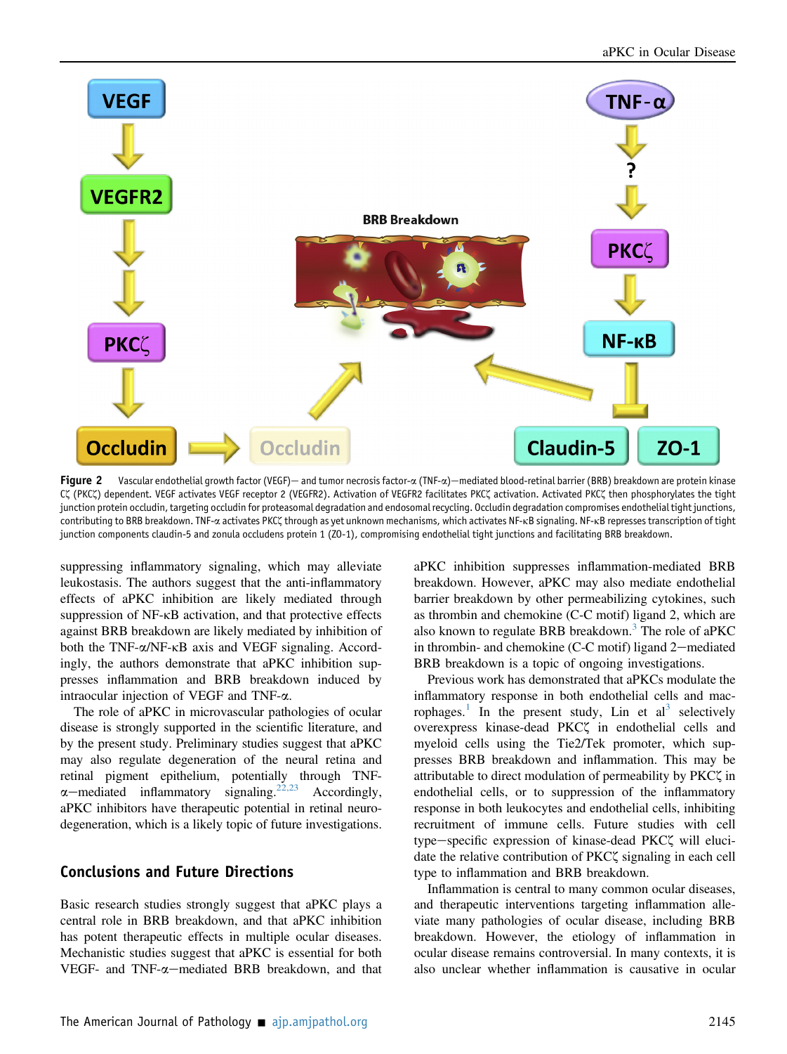**Figure 2** Vascular endothelial growth factor (VEGF)— and tumor necrosis factor-α (TNF-α)—mediated blood-retinal barrier (BRB) breakdown are protein kinase Cζ (PKCζ) dependent. VEGF activates VEGF receptor 2 (VEGFR2). Activation of VEGFR2 facilitates PKCζ activation. Activated PKCζ then phosphorylates the tight junction protein occludin, targeting occludin for proteasomal degradation and endosomal recycling. Occludin degradation compromises endothelial tight junctions, contributing to BRB breakdown. TNF-α activates PKCζ through as yet unknown mechanisms, which activates NF-κB signaling. NF-κB represses transcription of tight junction components claudin-5 and zonula occludens protein 1 (ZO-1), compromising endothelial tight junctions and facilitating BRB breakdown.

suppressing inflammatory signaling, which may alleviate leukostasis. The authors suggest that the anti-inflammatory effects of aPKC inhibition are likely mediated through suppression of NF-κB activation, and that protective effects against BRB breakdown are likely mediated by inhibition of both the TNF-α/NF-κB axis and VEGF signaling. Accordingly, the authors demonstrate that aPKC inhibition suppresses inflammation and BRB breakdown induced by intraocular injection of VEGF and TNF-α.

The role of aPKC in microvascular pathologies of ocular disease is strongly supported in the scientific literature, and by the present study. Preliminary studies suggest that aPKC may also regulate degeneration of the neural retina and retinal pigment epithelium, potentially through TNF-α—mediated inflammatory signaling.[22,23] Accordingly, aPKC inhibitors have therapeutic potential in retinal neurodegeneration, which is a likely topic of future investigations.

## Conclusions and Future Directions

Basic research studies strongly suggest that aPKC plays a central role in BRB breakdown, and that aPKC inhibition has potent therapeutic effects in multiple ocular diseases. Mechanistic studies suggest that aPKC is essential for both VEGF- and TNF-α—mediated BRB breakdown, and that aPKC inhibition suppresses inflammation-mediated BRB breakdown. However, aPKC may also mediate endothelial barrier breakdown by other permeabilizing cytokines, such as thrombin and chemokine (C-C motif) ligand 2, which are also known to regulate BRB breakdown.[3] The role of aPKC in thrombin- and chemokine (C-C motif) ligand 2—mediated BRB breakdown is a topic of ongoing investigations.

Previous work has demonstrated that aPKCs modulate the inflammatory response in both endothelial cells and macrophages.[1] In the present study, Lin et al[3] selectively overexpress kinase-dead PKCζ in endothelial cells and myeloid cells using the Tie2/Tek promoter, which suppresses BRB breakdown and inflammation. This may be attributable to direct modulation of permeability by PKCζ in endothelial cells, or to suppression of the inflammatory response in both leukocytes and endothelial cells, inhibiting recruitment of immune cells. Future studies with cell type—specific expression of kinase-dead PKCζ will elucidate the relative contribution of PKCζ signaling in each cell type to inflammation and BRB breakdown.

Inflammation is central to many common ocular diseases, and therapeutic interventions targeting inflammation alleviate many pathologies of ocular disease, including BRB breakdown. However, the etiology of inflammation in ocular disease remains controversial. In many contexts, it is also unclear whether inflammation is causative in ocular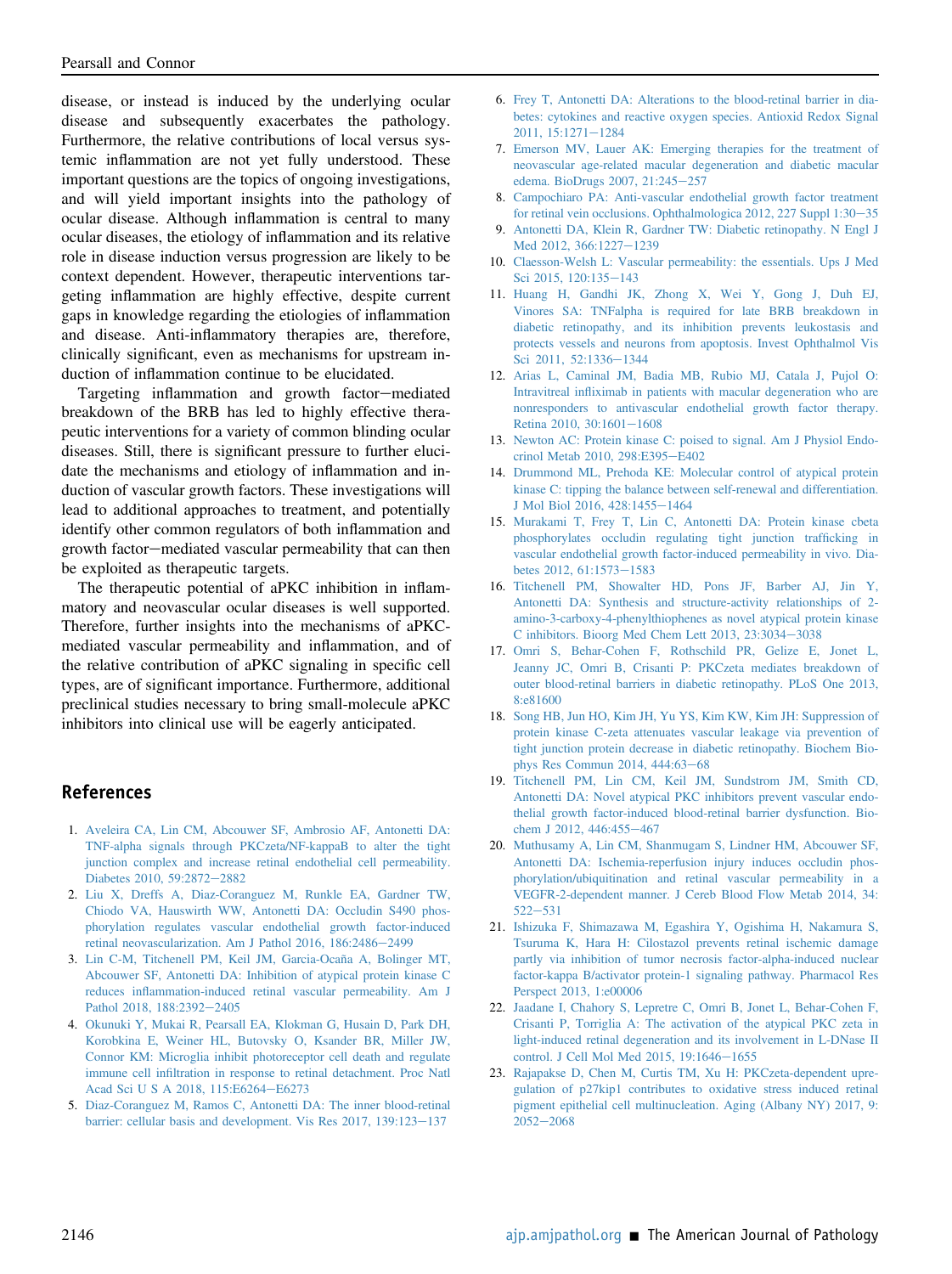disease, or instead is induced by the underlying ocular disease and subsequently exacerbates the pathology. Furthermore, the relative contributions of local versus systemic inflammation are not yet fully understood. These important questions are the topics of ongoing investigations, and will yield important insights into the pathology of ocular disease. Although inflammation is central to many ocular diseases, the etiology of inflammation and its relative role in disease induction versus progression are likely to be context dependent. However, therapeutic interventions targeting inflammation are highly effective, despite current gaps in knowledge regarding the etiologies of inflammation and disease. Anti-inflammatory therapies are, therefore, clinically significant, even as mechanisms for upstream induction of inflammation continue to be elucidated.

Targeting inflammation and growth factor−mediated breakdown of the BRB has led to highly effective therapeutic interventions for a variety of common blinding ocular diseases. Still, there is significant pressure to further elucidate the mechanisms and etiology of inflammation and induction of vascular growth factors. These investigations will lead to additional approaches to treatment, and potentially identify other common regulators of both inflammation and growth factor−mediated vascular permeability that can then be exploited as therapeutic targets.

The therapeutic potential of aPKC inhibition in inflammatory and neovascular ocular diseases is well supported. Therefore, further insights into the mechanisms of aPKC-mediated vascular permeability and inflammation, and of the relative contribution of aPKC signaling in specific cell types, are of significant importance. Furthermore, additional preclinical studies necessary to bring small-molecule aPKC inhibitors into clinical use will be eagerly anticipated.

## References

1. Aveleira CA, Lin CM, Abcouwer SF, Ambrosio AF, Antonetti DA: TNF-alpha signals through PKCzeta/NF-kappaB to alter the tight junction complex and increase retinal endothelial cell permeability. Diabetes 2010, 59:2872−2882
2. Liu X, Dreffs A, Diaz-Coranguez M, Runkle EA, Gardner TW, Chiodo VA, Hauswirth WW, Antonetti DA: Occludin S490 phosphorylation regulates vascular endothelial growth factor-induced retinal neovascularization. Am J Pathol 2016, 186:2486−2499
3. Lin C-M, Titchenell PM, Keil JM, Garcia-Ocaña A, Bolinger MT, Abcouwer SF, Antonetti DA: Inhibition of atypical protein kinase C reduces inflammation-induced retinal vascular permeability. Am J Pathol 2018, 188:2392−2405
4. Okunuki Y, Mukai R, Pearsall EA, Klokman G, Husain D, Park DH, Korobkina E, Weiner HL, Butovsky O, Ksander BR, Miller JW, Connor KM: Microglia inhibit photoreceptor cell death and regulate immune cell infiltration in response to retinal detachment. Proc Natl Acad Sci U S A 2018, 115:E6264−E6273
5. Diaz-Coranguez M, Ramos C, Antonetti DA: The inner blood-retinal barrier: cellular basis and development. Vis Res 2017, 139:123−137
6. Frey T, Antonetti DA: Alterations to the blood-retinal barrier in diabetes: cytokines and reactive oxygen species. Antioxid Redox Signal 2011, 15:1271−1284
7. Emerson MV, Lauer AK: Emerging therapies for the treatment of neovascular age-related macular degeneration and diabetic macular edema. BioDrugs 2007, 21:245−257
8. Campochiaro PA: Anti-vascular endothelial growth factor treatment for retinal vein occlusions. Ophthalmologica 2012, 227 Suppl 1:30−35
9. Antonetti DA, Klein R, Gardner TW: Diabetic retinopathy. N Engl J Med 2012, 366:1227−1239
10. Claesson-Welsh L: Vascular permeability: the essentials. Ups J Med Sci 2015, 120:135−143
11. Huang H, Gandhi JK, Zhong X, Wei Y, Gong J, Duh EJ, Vinores SA: TNFalpha is required for late BRB breakdown in diabetic retinopathy, and its inhibition prevents leukostasis and protects vessels and neurons from apoptosis. Invest Ophthalmol Vis Sci 2011, 52:1336−1344
12. Arias L, Caminal JM, Badia MB, Rubio MJ, Catala J, Pujol O: Intravitreal infliximab in patients with macular degeneration who are nonresponders to antivascular endothelial growth factor therapy. Retina 2010, 30:1601−1608
13. Newton AC: Protein kinase C: poised to signal. Am J Physiol Endocrinol Metab 2010, 298:E395−E402
14. Drummond ML, Prehoda KE: Molecular control of atypical protein kinase C: tipping the balance between self-renewal and differentiation. J Mol Biol 2016, 428:1455−1464
15. Murakami T, Frey T, Lin C, Antonetti DA: Protein kinase cbeta phosphorylates occludin regulating tight junction trafficking in vascular endothelial growth factor-induced permeability in vivo. Diabetes 2012, 61:1573−1583
16. Titchenell PM, Showalter HD, Pons JF, Barber AJ, Jin Y, Antonetti DA: Synthesis and structure-activity relationships of 2-amino-3-carboxy-4-phenylthiophenes as novel atypical protein kinase C inhibitors. Bioorg Med Chem Lett 2013, 23:3034−3038
17. Omri S, Behar-Cohen F, Rothschild PR, Gelize E, Jonet L, Jeanny JC, Omri B, Crisanti P: PKCzeta mediates breakdown of outer blood-retinal barriers in diabetic retinopathy. PLoS One 2013, 8:e81600
18. Song HB, Jun HO, Kim JH, Yu YS, Kim KW, Kim JH: Suppression of protein kinase C-zeta attenuates vascular leakage via prevention of tight junction protein decrease in diabetic retinopathy. Biochem Biophys Res Commun 2014, 444:63−68
19. Titchenell PM, Lin CM, Keil JM, Sundstrom JM, Smith CD, Antonetti DA: Novel atypical PKC inhibitors prevent vascular endothelial growth factor-induced blood-retinal barrier dysfunction. Biochem J 2012, 446:455−467
20. Muthusamy A, Lin CM, Shanmugam S, Lindner HM, Abcouwer SF, Antonetti DA: Ischemia-reperfusion injury induces occludin phosphorylation/ubiquitination and retinal vascular permeability in a VEGFR-2-dependent manner. J Cereb Blood Flow Metab 2014, 34:522−531
21. Ishizuka F, Shimazawa M, Egashira Y, Ogishima H, Nakamura S, Tsuruma K, Hara H: Cilostazol prevents retinal ischemic damage partly via inhibition of tumor necrosis factor-alpha-induced nuclear factor-kappa B/activator protein-1 signaling pathway. Pharmacol Res Perspect 2013, 1:e00006
22. Jaadane I, Chahory S, Lepretre C, Omri B, Jonet L, Behar-Cohen F, Crisanti P, Torriglia A: The activation of the atypical PKC zeta in light-induced retinal degeneration and its involvement in L-DNase II control. J Cell Mol Med 2015, 19:1646−1655
23. Rajapakse D, Chen M, Curtis TM, Xu H: PKCzeta-dependent upregulation of p27kip1 contributes to oxidative stress induced retinal pigment epithelial cell multinucleation. Aging (Albany NY) 2017, 9:2052−2068